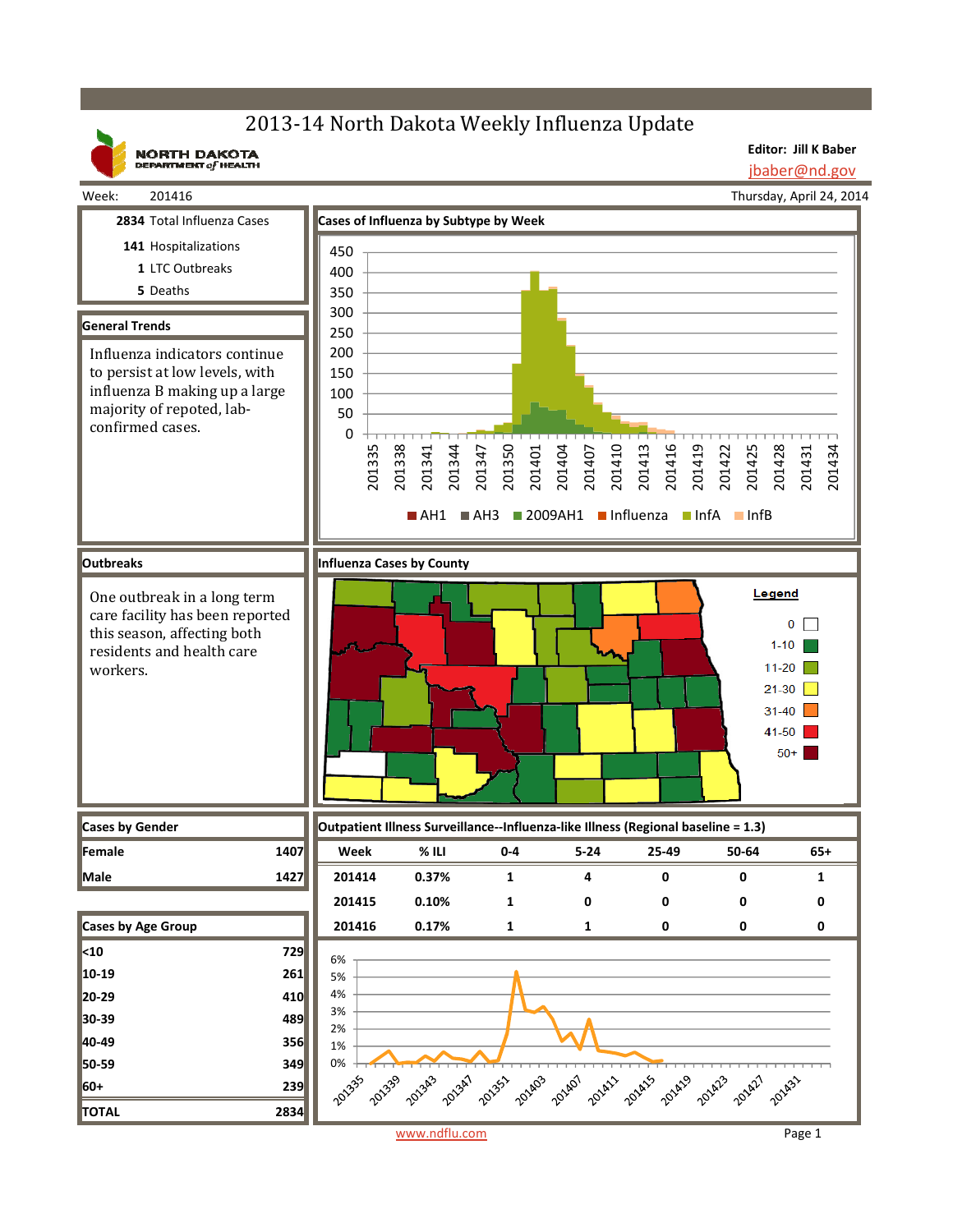# 2013-14 North Dakota Weekly Influenza Update

NORTH DAKOTA DEPARTMENT of HEALTH

**Editor: Jill K Baber**
jbaber@nd.gov

Week: 201416

Thursday, April 24, 2014

**2834** Total Influenza Cases
**141** Hospitalizations
**1** LTC Outbreaks
**5** Deaths

## General Trends

Influenza indicators continue to persist at low levels, with influenza B making up a large majority of repoted, lab-confirmed cases.

## Cases of Influenza by Subtype by Week

Legend: AH1, AH3, 2009AH1, Influenza, InfA, InfB

## Outbreaks

One outbreak in a long term care facility has been reported this season, affecting both residents and health care workers.

## Influenza Cases by County

Legend: 0; 1-10; 11-20; 21-30; 31-40; 41-50; 50+

## Cases by Gender

| | |
|---|---|
| Female | 1407 |
| Male | 1427 |

## Cases by Age Group

| | |
|---|---|
| <10 | 729 |
| 10-19 | 261 |
| 20-29 | 410 |
| 30-39 | 489 |
| 40-49 | 356 |
| 50-59 | 349 |
| 60+ | 239 |
| TOTAL | 2834 |

## Outpatient Illness Surveillance--Influenza-like Illness (Regional baseline = 1.3)

| Week | % ILI | 0-4 | 5-24 | 25-49 | 50-64 | 65+ |
|---|---|---|---|---|---|---|
| 201414 | 0.37% | 1 | 4 | 0 | 0 | 1 |
| 201415 | 0.10% | 1 | 0 | 0 | 0 | 0 |
| 201416 | 0.17% | 1 | 1 | 0 | 0 | 0 |

www.ndflu.com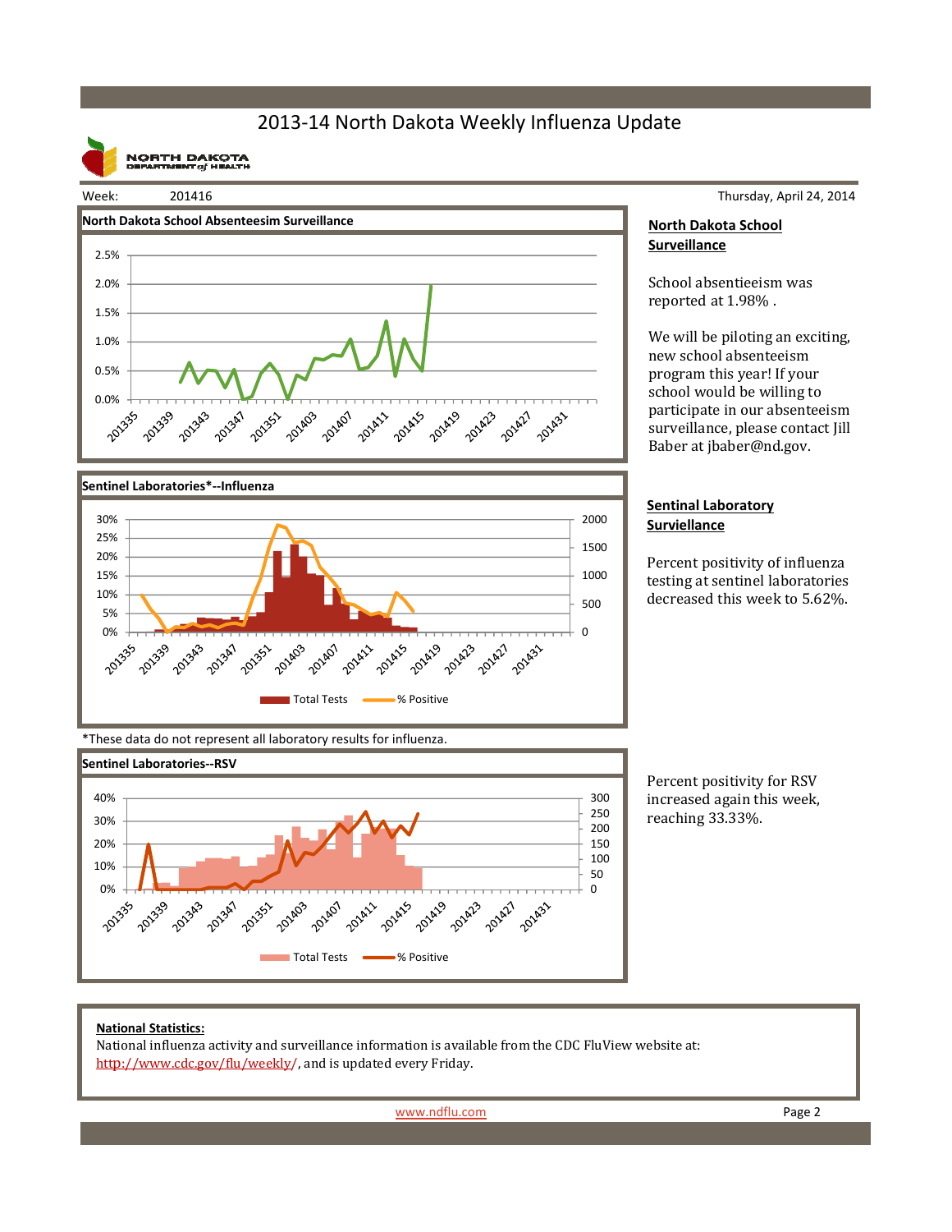# 2013-14 North Dakota Weekly Influenza Update

NORTH DAKOTA DEPARTMENT of HEALTH

Week: 201416

Thursday, April 24, 2014

## North Dakota School Absenteesim Surveillance

2.5%
2.0%
1.5%
1.0%
0.5%
0.0%

201335 201339 201343 201347 201351 201403 201407 201411 201415 201419 201423 201427 201431

**North Dakota School Surveillance**

School absentieeism was reported at 1.98% .

We will be piloting an exciting, new school absenteeism program this year! If your school would be willing to participate in our absenteeism surveillance, please contact Jill Baber at jbaber@nd.gov.

## Sentinel Laboratories*--Influenza

30%
25%
20%
15%
10%
5%
0%

2000
1500
1000
500
0

201335 201339 201343 201347 201351 201403 201407 201411 201415 201419 201423 201427 201431

Total Tests
% Positive

**Sentinal Laboratory Surviellance**

Percent positivity of influenza testing at sentinel laboratories decreased this week to 5.62%.

*These data do not represent all laboratory results for influenza.

## Sentinel Laboratories--RSV

40%
30%
20%
10%
0%

300
250
200
150
100
50
0

201335 201339 201343 201347 201351 201403 201407 201411 201415 201419 201423 201427 201431

Total Tests
% Positive

Percent positivity for RSV increased again this week, reaching 33.33%.

**National Statistics:**

National influenza activity and surveillance information is available from the CDC FluView website at: http://www.cdc.gov/flu/weekly/, and is updated every Friday.

www.ndflu.com